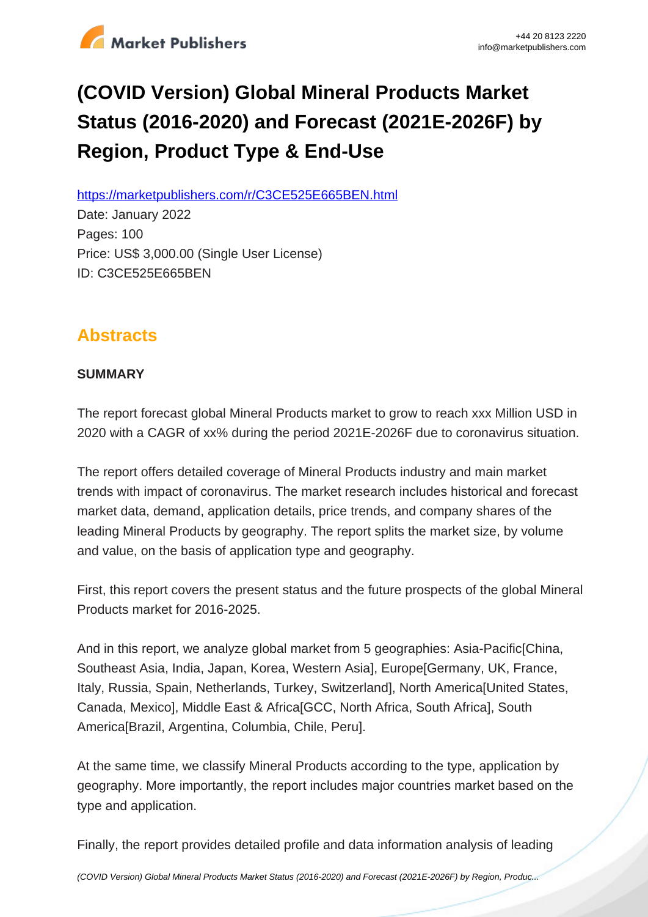# (COVID Version) Global Mineral Products Market Status (2016-2020) and Forecast (2021E-2026F) by Region, Product Type & End-Use

https://marketpublishers.com/r/C3CE525E665BEN.html

Date: January 2022

Pages: 100

Price: US$ 3,000.00 (Single User License)

ID: C3CE525E665BEN

## Abstracts

**SUMMARY**

The report forecast global Mineral Products market to grow to reach xxx Million USD in 2020 with a CAGR of xx% during the period 2021E-2026F due to coronavirus situation.

The report offers detailed coverage of Mineral Products industry and main market trends with impact of coronavirus. The market research includes historical and forecast market data, demand, application details, price trends, and company shares of the leading Mineral Products by geography. The report splits the market size, by volume and value, on the basis of application type and geography.

First, this report covers the present status and the future prospects of the global Mineral Products market for 2016-2025.

And in this report, we analyze global market from 5 geographies: Asia-Pacific[China, Southeast Asia, India, Japan, Korea, Western Asia], Europe[Germany, UK, France, Italy, Russia, Spain, Netherlands, Turkey, Switzerland], North America[United States, Canada, Mexico], Middle East & Africa[GCC, North Africa, South Africa], South America[Brazil, Argentina, Columbia, Chile, Peru].

At the same time, we classify Mineral Products according to the type, application by geography. More importantly, the report includes major countries market based on the type and application.

Finally, the report provides detailed profile and data information analysis of leading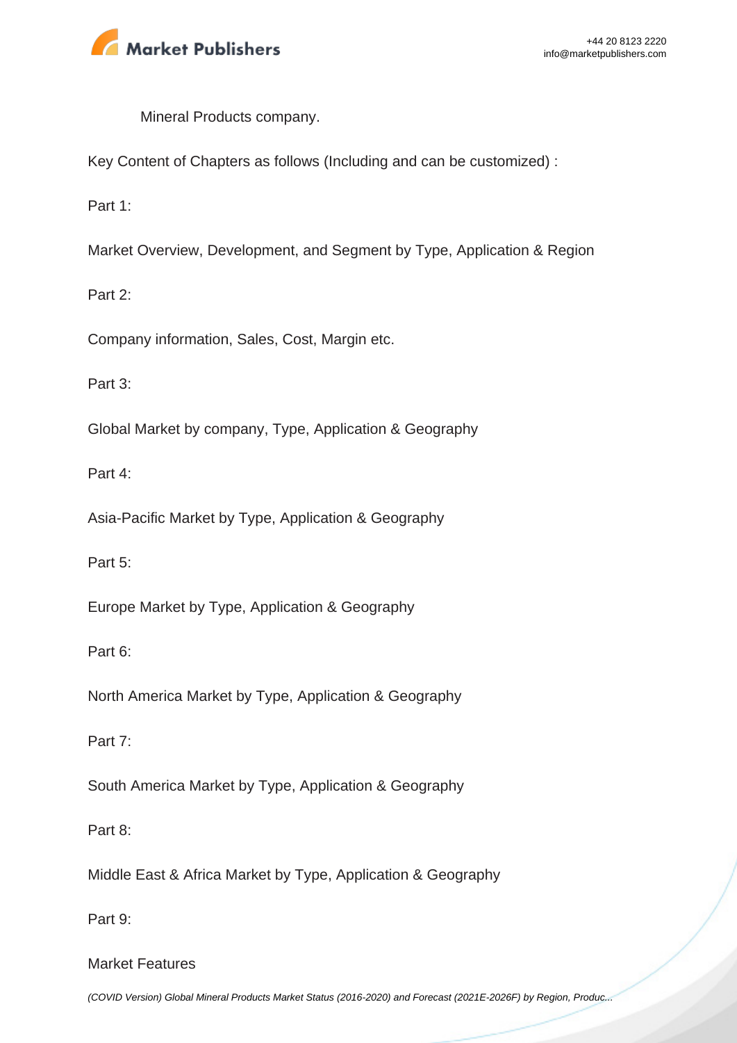Mineral Products company.

Key Content of Chapters as follows (Including and can be customized) :

Part 1:

Market Overview, Development, and Segment by Type, Application & Region

Part 2:

Company information, Sales, Cost, Margin etc.

Part 3:

Global Market by company, Type, Application & Geography

Part 4:

Asia-Pacific Market by Type, Application & Geography

Part 5:

Europe Market by Type, Application & Geography

Part 6:

North America Market by Type, Application & Geography

Part 7:

South America Market by Type, Application & Geography

Part 8:

Middle East & Africa Market by Type, Application & Geography

Part 9:

Market Features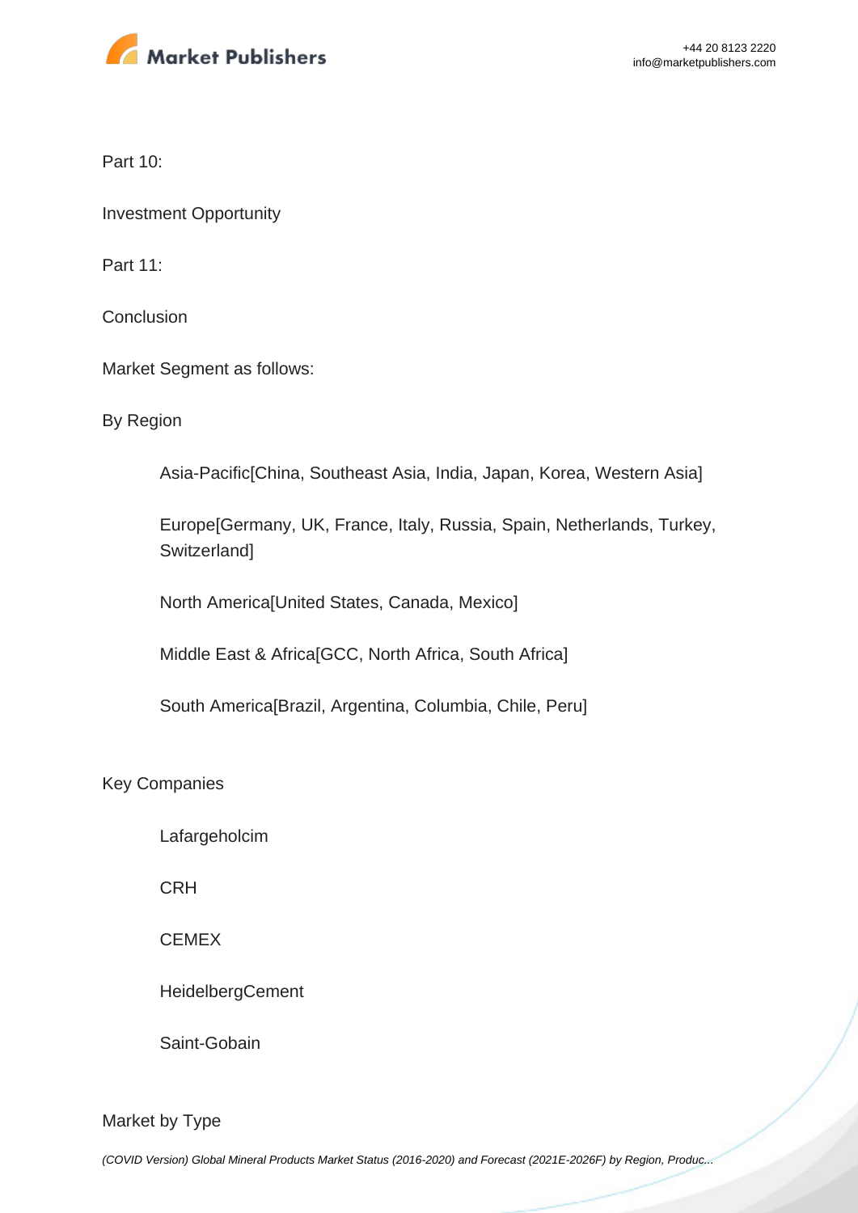Part 10:

Investment Opportunity

Part 11:

Conclusion

Market Segment as follows:

By Region

- Asia-Pacific[China, Southeast Asia, India, Japan, Korea, Western Asia]
- Europe[Germany, UK, France, Italy, Russia, Spain, Netherlands, Turkey, Switzerland]
- North America[United States, Canada, Mexico]
- Middle East & Africa[GCC, North Africa, South Africa]
- South America[Brazil, Argentina, Columbia, Chile, Peru]

Key Companies

- Lafargeholcim
- CRH
- CEMEX
- HeidelbergCement
- Saint-Gobain

Market by Type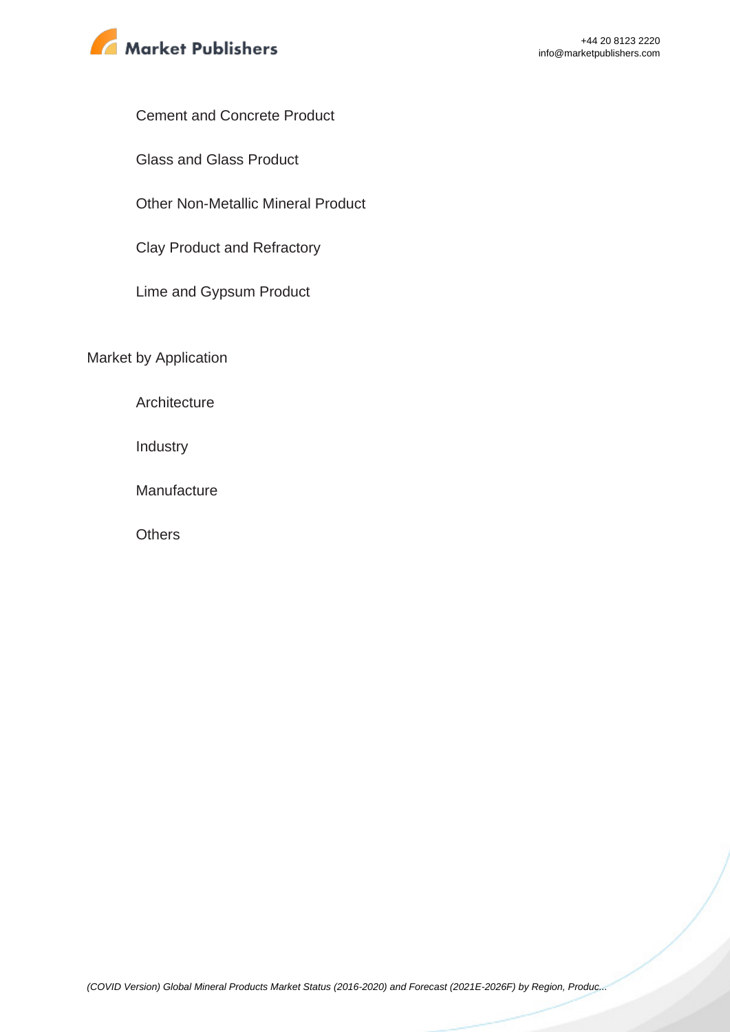- Cement and Concrete Product
- Glass and Glass Product
- Other Non-Metallic Mineral Product
- Clay Product and Refractory
- Lime and Gypsum Product

Market by Application

- Architecture
- Industry
- Manufacture
- Others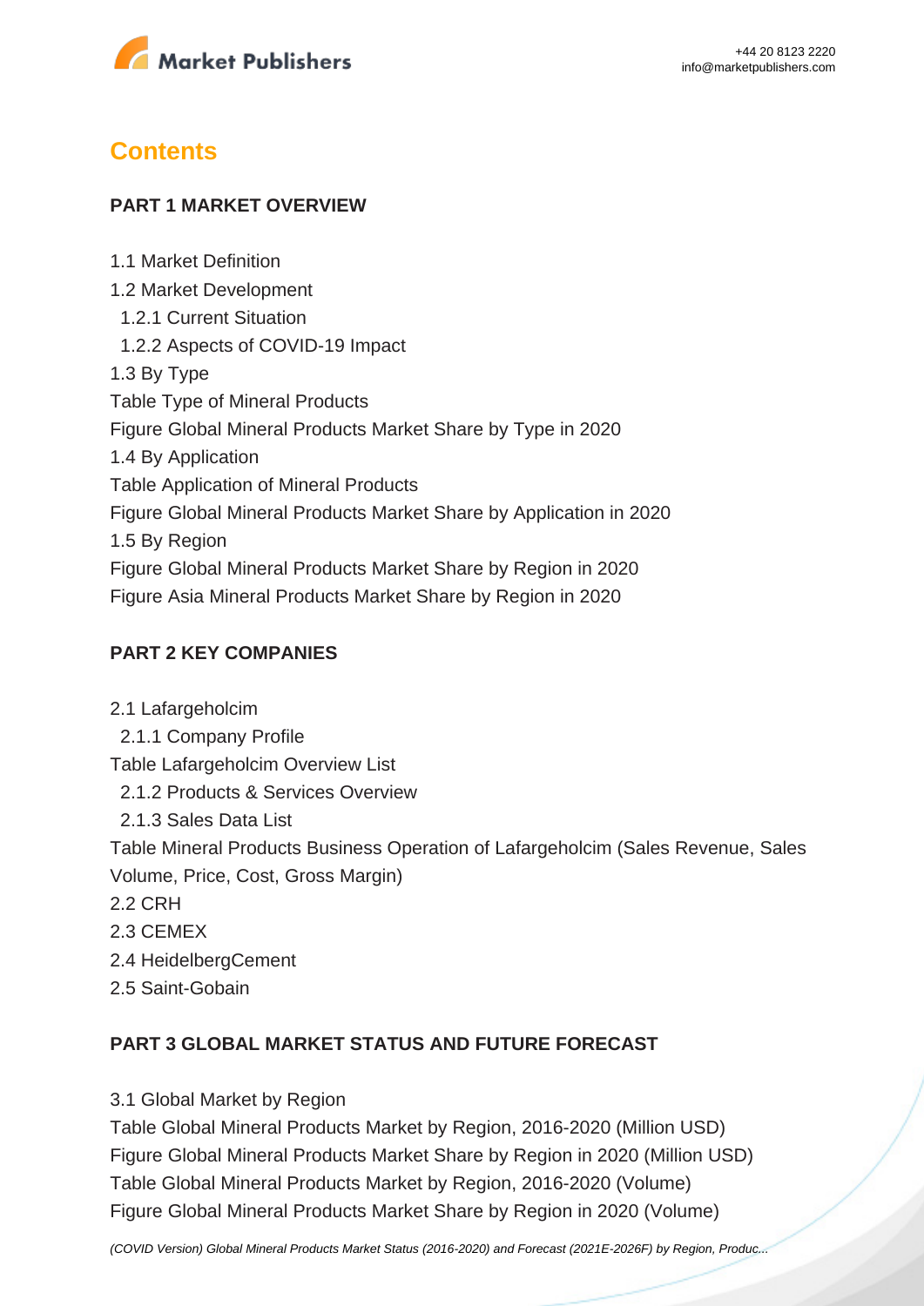# Contents

### PART 1 MARKET OVERVIEW

1.1 Market Definition
1.2 Market Development
  1.2.1 Current Situation
  1.2.2 Aspects of COVID-19 Impact
1.3 By Type
Table Type of Mineral Products
Figure Global Mineral Products Market Share by Type in 2020
1.4 By Application
Table Application of Mineral Products
Figure Global Mineral Products Market Share by Application in 2020
1.5 By Region
Figure Global Mineral Products Market Share by Region in 2020
Figure Asia Mineral Products Market Share by Region in 2020

### PART 2 KEY COMPANIES

2.1 Lafargeholcim
  2.1.1 Company Profile
Table Lafargeholcim Overview List
  2.1.2 Products & Services Overview
  2.1.3 Sales Data List
Table Mineral Products Business Operation of Lafargeholcim (Sales Revenue, Sales Volume, Price, Cost, Gross Margin)
2.2 CRH
2.3 CEMEX
2.4 HeidelbergCement
2.5 Saint-Gobain

### PART 3 GLOBAL MARKET STATUS AND FUTURE FORECAST

3.1 Global Market by Region
Table Global Mineral Products Market by Region, 2016-2020 (Million USD)
Figure Global Mineral Products Market Share by Region in 2020 (Million USD)
Table Global Mineral Products Market by Region, 2016-2020 (Volume)
Figure Global Mineral Products Market Share by Region in 2020 (Volume)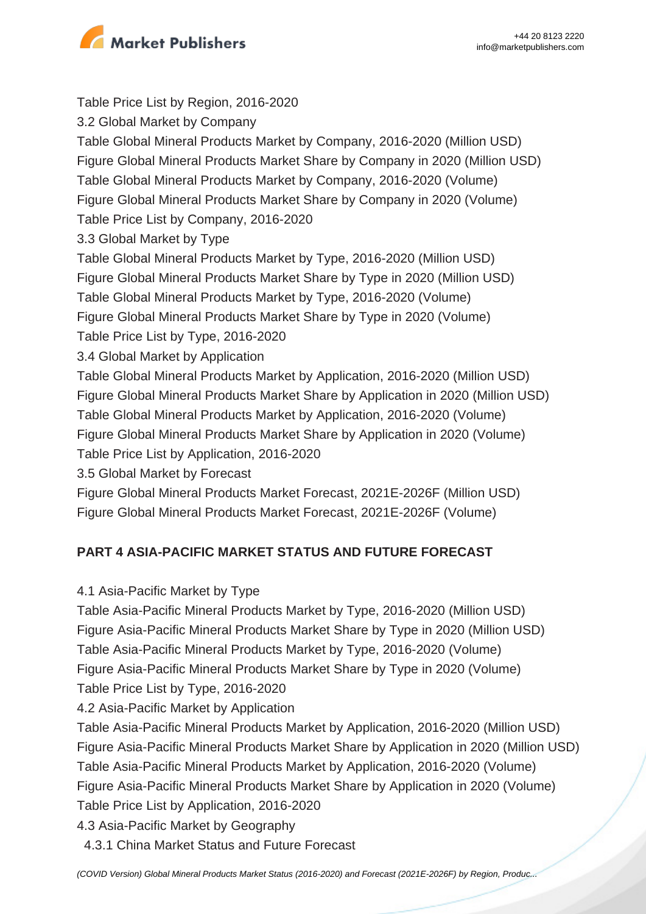Table Price List by Region, 2016-2020

3.2 Global Market by Company

Table Global Mineral Products Market by Company, 2016-2020 (Million USD)
Figure Global Mineral Products Market Share by Company in 2020 (Million USD)
Table Global Mineral Products Market by Company, 2016-2020 (Volume)
Figure Global Mineral Products Market Share by Company in 2020 (Volume)
Table Price List by Company, 2016-2020

3.3 Global Market by Type

Table Global Mineral Products Market by Type, 2016-2020 (Million USD)
Figure Global Mineral Products Market Share by Type in 2020 (Million USD)
Table Global Mineral Products Market by Type, 2016-2020 (Volume)
Figure Global Mineral Products Market Share by Type in 2020 (Volume)
Table Price List by Type, 2016-2020

3.4 Global Market by Application

Table Global Mineral Products Market by Application, 2016-2020 (Million USD)
Figure Global Mineral Products Market Share by Application in 2020 (Million USD)
Table Global Mineral Products Market by Application, 2016-2020 (Volume)
Figure Global Mineral Products Market Share by Application in 2020 (Volume)
Table Price List by Application, 2016-2020

3.5 Global Market by Forecast

Figure Global Mineral Products Market Forecast, 2021E-2026F (Million USD)
Figure Global Mineral Products Market Forecast, 2021E-2026F (Volume)

## PART 4 ASIA-PACIFIC MARKET STATUS AND FUTURE FORECAST

4.1 Asia-Pacific Market by Type

Table Asia-Pacific Mineral Products Market by Type, 2016-2020 (Million USD)
Figure Asia-Pacific Mineral Products Market Share by Type in 2020 (Million USD)
Table Asia-Pacific Mineral Products Market by Type, 2016-2020 (Volume)
Figure Asia-Pacific Mineral Products Market Share by Type in 2020 (Volume)
Table Price List by Type, 2016-2020

4.2 Asia-Pacific Market by Application

Table Asia-Pacific Mineral Products Market by Application, 2016-2020 (Million USD)
Figure Asia-Pacific Mineral Products Market Share by Application in 2020 (Million USD)
Table Asia-Pacific Mineral Products Market by Application, 2016-2020 (Volume)
Figure Asia-Pacific Mineral Products Market Share by Application in 2020 (Volume)
Table Price List by Application, 2016-2020

4.3 Asia-Pacific Market by Geography

4.3.1 China Market Status and Future Forecast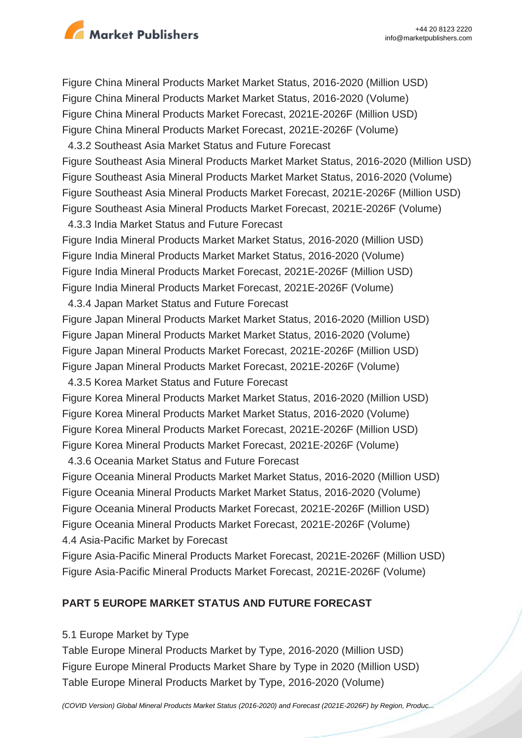Figure China Mineral Products Market Market Status, 2016-2020 (Million USD)
Figure China Mineral Products Market Market Status, 2016-2020 (Volume)
Figure China Mineral Products Market Forecast, 2021E-2026F (Million USD)
Figure China Mineral Products Market Forecast, 2021E-2026F (Volume)
4.3.2 Southeast Asia Market Status and Future Forecast
Figure Southeast Asia Mineral Products Market Market Status, 2016-2020 (Million USD)
Figure Southeast Asia Mineral Products Market Market Status, 2016-2020 (Volume)
Figure Southeast Asia Mineral Products Market Forecast, 2021E-2026F (Million USD)
Figure Southeast Asia Mineral Products Market Forecast, 2021E-2026F (Volume)
4.3.3 India Market Status and Future Forecast
Figure India Mineral Products Market Market Status, 2016-2020 (Million USD)
Figure India Mineral Products Market Market Status, 2016-2020 (Volume)
Figure India Mineral Products Market Forecast, 2021E-2026F (Million USD)
Figure India Mineral Products Market Forecast, 2021E-2026F (Volume)
4.3.4 Japan Market Status and Future Forecast
Figure Japan Mineral Products Market Market Status, 2016-2020 (Million USD)
Figure Japan Mineral Products Market Market Status, 2016-2020 (Volume)
Figure Japan Mineral Products Market Forecast, 2021E-2026F (Million USD)
Figure Japan Mineral Products Market Forecast, 2021E-2026F (Volume)
4.3.5 Korea Market Status and Future Forecast
Figure Korea Mineral Products Market Market Status, 2016-2020 (Million USD)
Figure Korea Mineral Products Market Market Status, 2016-2020 (Volume)
Figure Korea Mineral Products Market Forecast, 2021E-2026F (Million USD)
Figure Korea Mineral Products Market Forecast, 2021E-2026F (Volume)
4.3.6 Oceania Market Status and Future Forecast
Figure Oceania Mineral Products Market Market Status, 2016-2020 (Million USD)
Figure Oceania Mineral Products Market Market Status, 2016-2020 (Volume)
Figure Oceania Mineral Products Market Forecast, 2021E-2026F (Million USD)
Figure Oceania Mineral Products Market Forecast, 2021E-2026F (Volume)
4.4 Asia-Pacific Market by Forecast
Figure Asia-Pacific Mineral Products Market Forecast, 2021E-2026F (Million USD)
Figure Asia-Pacific Mineral Products Market Forecast, 2021E-2026F (Volume)

**PART 5 EUROPE MARKET STATUS AND FUTURE FORECAST**

5.1 Europe Market by Type
Table Europe Mineral Products Market by Type, 2016-2020 (Million USD)
Figure Europe Mineral Products Market Share by Type in 2020 (Million USD)
Table Europe Mineral Products Market by Type, 2016-2020 (Volume)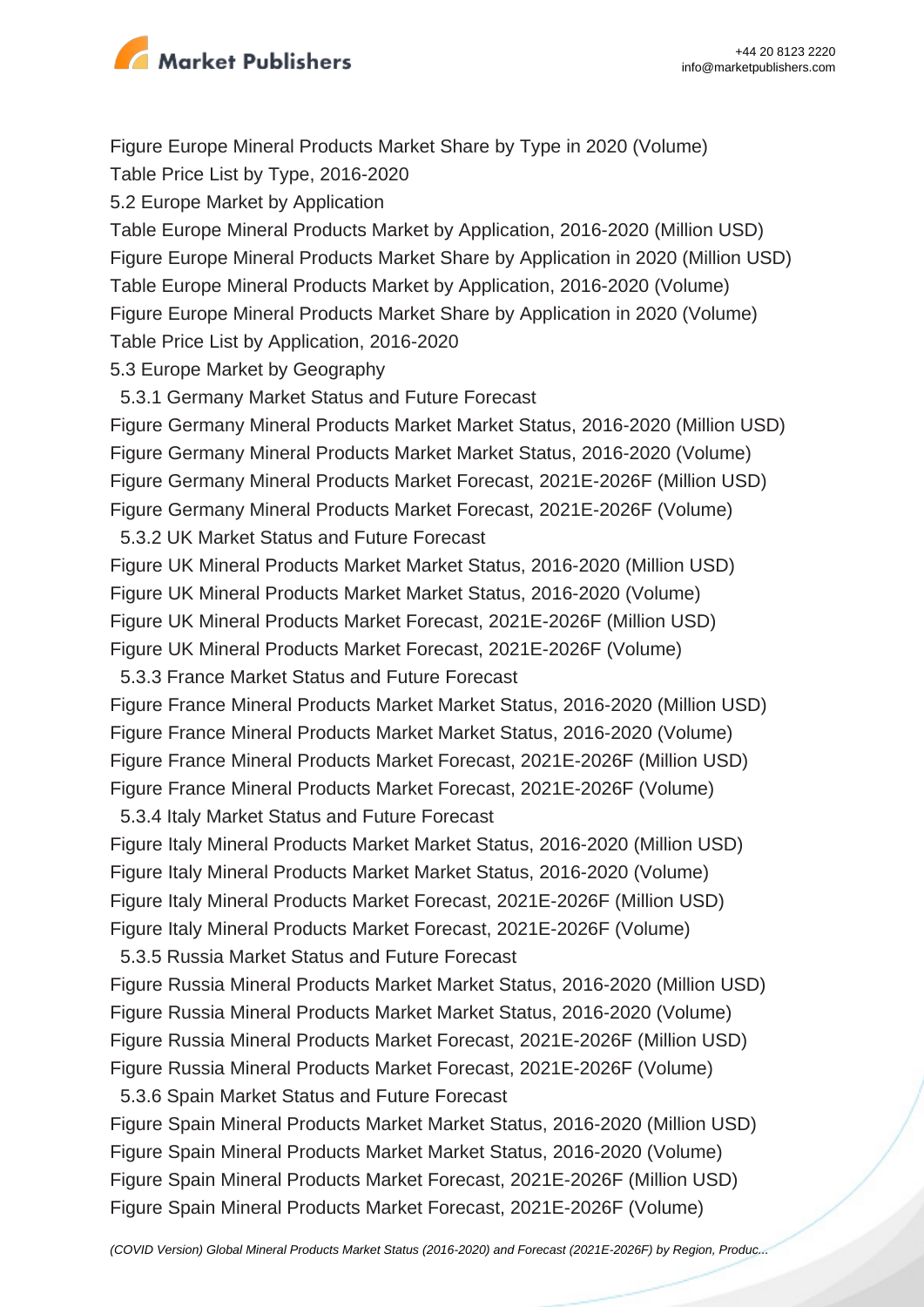Figure Europe Mineral Products Market Share by Type in 2020 (Volume)
Table Price List by Type, 2016-2020
5.2 Europe Market by Application
Table Europe Mineral Products Market by Application, 2016-2020 (Million USD)
Figure Europe Mineral Products Market Share by Application in 2020 (Million USD)
Table Europe Mineral Products Market by Application, 2016-2020 (Volume)
Figure Europe Mineral Products Market Share by Application in 2020 (Volume)
Table Price List by Application, 2016-2020
5.3 Europe Market by Geography
  5.3.1 Germany Market Status and Future Forecast
Figure Germany Mineral Products Market Market Status, 2016-2020 (Million USD)
Figure Germany Mineral Products Market Market Status, 2016-2020 (Volume)
Figure Germany Mineral Products Market Forecast, 2021E-2026F (Million USD)
Figure Germany Mineral Products Market Forecast, 2021E-2026F (Volume)
  5.3.2 UK Market Status and Future Forecast
Figure UK Mineral Products Market Market Status, 2016-2020 (Million USD)
Figure UK Mineral Products Market Market Status, 2016-2020 (Volume)
Figure UK Mineral Products Market Forecast, 2021E-2026F (Million USD)
Figure UK Mineral Products Market Forecast, 2021E-2026F (Volume)
  5.3.3 France Market Status and Future Forecast
Figure France Mineral Products Market Market Status, 2016-2020 (Million USD)
Figure France Mineral Products Market Market Status, 2016-2020 (Volume)
Figure France Mineral Products Market Forecast, 2021E-2026F (Million USD)
Figure France Mineral Products Market Forecast, 2021E-2026F (Volume)
  5.3.4 Italy Market Status and Future Forecast
Figure Italy Mineral Products Market Market Status, 2016-2020 (Million USD)
Figure Italy Mineral Products Market Market Status, 2016-2020 (Volume)
Figure Italy Mineral Products Market Forecast, 2021E-2026F (Million USD)
Figure Italy Mineral Products Market Forecast, 2021E-2026F (Volume)
  5.3.5 Russia Market Status and Future Forecast
Figure Russia Mineral Products Market Market Status, 2016-2020 (Million USD)
Figure Russia Mineral Products Market Market Status, 2016-2020 (Volume)
Figure Russia Mineral Products Market Forecast, 2021E-2026F (Million USD)
Figure Russia Mineral Products Market Forecast, 2021E-2026F (Volume)
  5.3.6 Spain Market Status and Future Forecast
Figure Spain Mineral Products Market Market Status, 2016-2020 (Million USD)
Figure Spain Mineral Products Market Market Status, 2016-2020 (Volume)
Figure Spain Mineral Products Market Forecast, 2021E-2026F (Million USD)
Figure Spain Mineral Products Market Forecast, 2021E-2026F (Volume)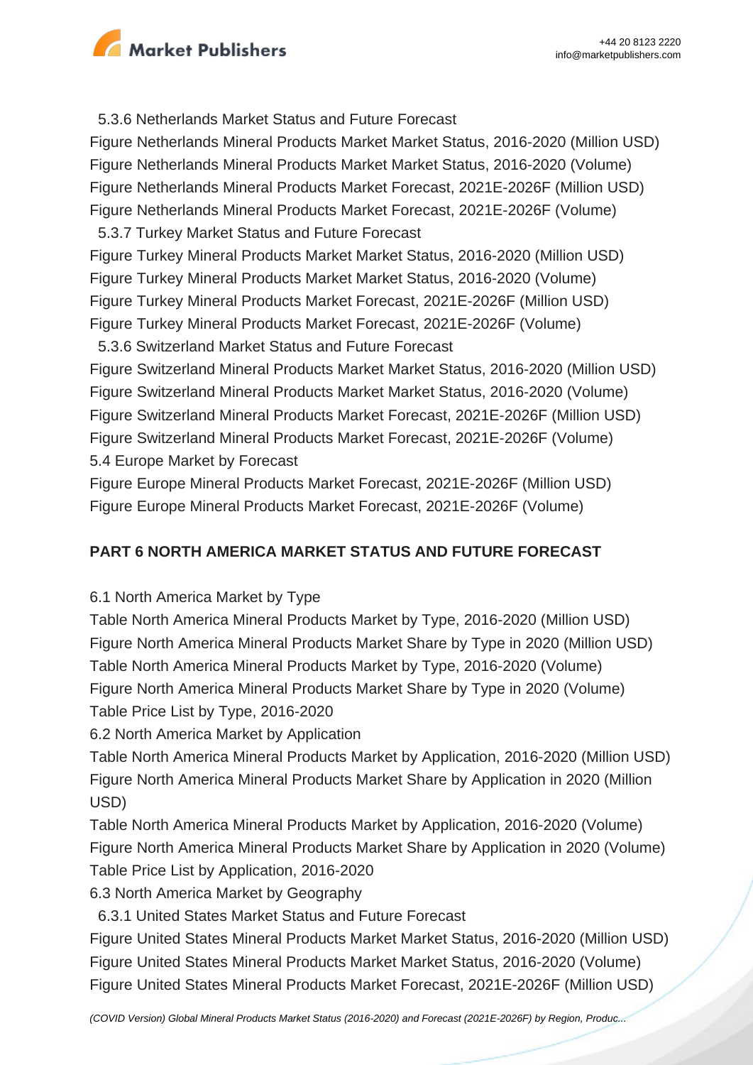5.3.6 Netherlands Market Status and Future Forecast

Figure Netherlands Mineral Products Market Market Status, 2016-2020 (Million USD)
Figure Netherlands Mineral Products Market Market Status, 2016-2020 (Volume)
Figure Netherlands Mineral Products Market Forecast, 2021E-2026F (Million USD)
Figure Netherlands Mineral Products Market Forecast, 2021E-2026F (Volume)

5.3.7 Turkey Market Status and Future Forecast

Figure Turkey Mineral Products Market Market Status, 2016-2020 (Million USD)
Figure Turkey Mineral Products Market Market Status, 2016-2020 (Volume)
Figure Turkey Mineral Products Market Forecast, 2021E-2026F (Million USD)
Figure Turkey Mineral Products Market Forecast, 2021E-2026F (Volume)

5.3.6 Switzerland Market Status and Future Forecast

Figure Switzerland Mineral Products Market Market Status, 2016-2020 (Million USD)
Figure Switzerland Mineral Products Market Market Status, 2016-2020 (Volume)
Figure Switzerland Mineral Products Market Forecast, 2021E-2026F (Million USD)
Figure Switzerland Mineral Products Market Forecast, 2021E-2026F (Volume)

5.4 Europe Market by Forecast

Figure Europe Mineral Products Market Forecast, 2021E-2026F (Million USD)
Figure Europe Mineral Products Market Forecast, 2021E-2026F (Volume)

## PART 6 NORTH AMERICA MARKET STATUS AND FUTURE FORECAST

6.1 North America Market by Type

Table North America Mineral Products Market by Type, 2016-2020 (Million USD)
Figure North America Mineral Products Market Share by Type in 2020 (Million USD)
Table North America Mineral Products Market by Type, 2016-2020 (Volume)
Figure North America Mineral Products Market Share by Type in 2020 (Volume)
Table Price List by Type, 2016-2020

6.2 North America Market by Application

Table North America Mineral Products Market by Application, 2016-2020 (Million USD)
Figure North America Mineral Products Market Share by Application in 2020 (Million USD)
Table North America Mineral Products Market by Application, 2016-2020 (Volume)
Figure North America Mineral Products Market Share by Application in 2020 (Volume)
Table Price List by Application, 2016-2020

6.3 North America Market by Geography

6.3.1 United States Market Status and Future Forecast

Figure United States Mineral Products Market Market Status, 2016-2020 (Million USD)
Figure United States Mineral Products Market Market Status, 2016-2020 (Volume)
Figure United States Mineral Products Market Forecast, 2021E-2026F (Million USD)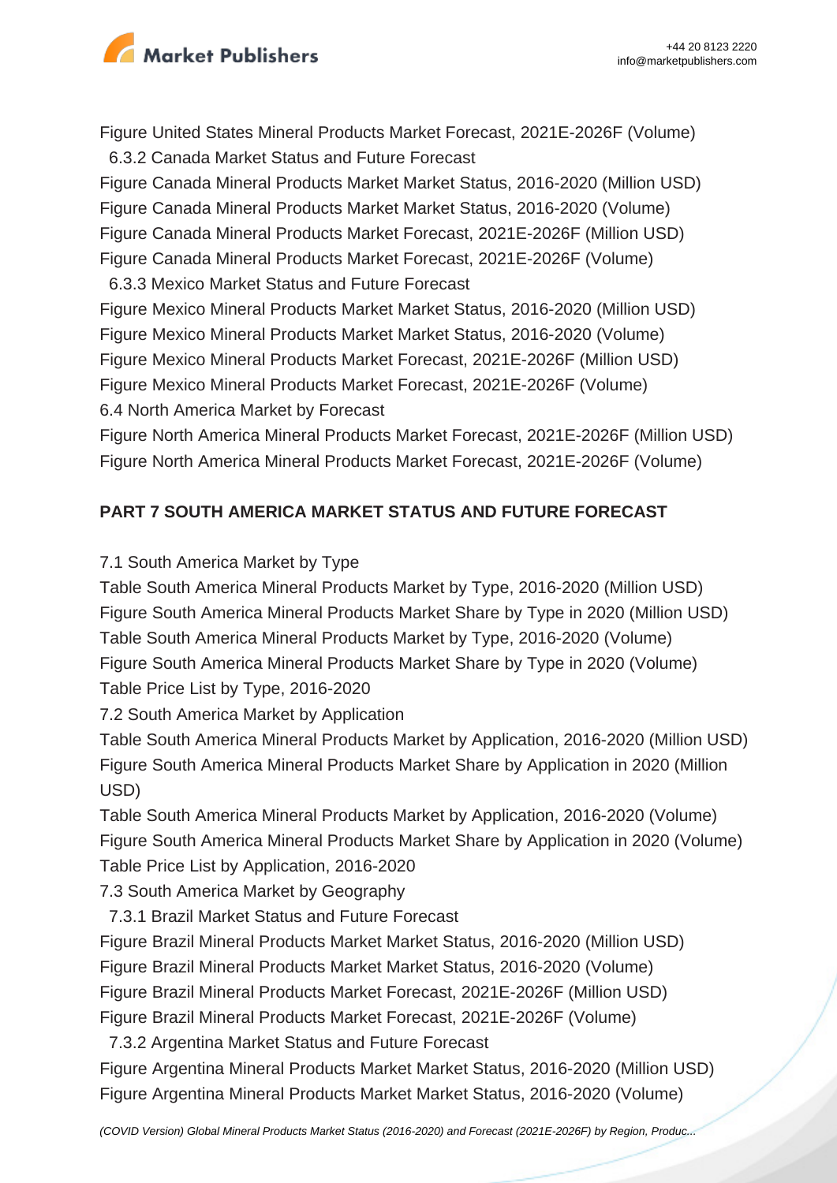Figure United States Mineral Products Market Forecast, 2021E-2026F (Volume)

6.3.2 Canada Market Status and Future Forecast

Figure Canada Mineral Products Market Market Status, 2016-2020 (Million USD)
Figure Canada Mineral Products Market Market Status, 2016-2020 (Volume)
Figure Canada Mineral Products Market Forecast, 2021E-2026F (Million USD)
Figure Canada Mineral Products Market Forecast, 2021E-2026F (Volume)

6.3.3 Mexico Market Status and Future Forecast

Figure Mexico Mineral Products Market Market Status, 2016-2020 (Million USD)
Figure Mexico Mineral Products Market Market Status, 2016-2020 (Volume)
Figure Mexico Mineral Products Market Forecast, 2021E-2026F (Million USD)
Figure Mexico Mineral Products Market Forecast, 2021E-2026F (Volume)

6.4 North America Market by Forecast

Figure North America Mineral Products Market Forecast, 2021E-2026F (Million USD)
Figure North America Mineral Products Market Forecast, 2021E-2026F (Volume)

**PART 7 SOUTH AMERICA MARKET STATUS AND FUTURE FORECAST**

7.1 South America Market by Type

Table South America Mineral Products Market by Type, 2016-2020 (Million USD)
Figure South America Mineral Products Market Share by Type in 2020 (Million USD)
Table South America Mineral Products Market by Type, 2016-2020 (Volume)
Figure South America Mineral Products Market Share by Type in 2020 (Volume)
Table Price List by Type, 2016-2020

7.2 South America Market by Application

Table South America Mineral Products Market by Application, 2016-2020 (Million USD)
Figure South America Mineral Products Market Share by Application in 2020 (Million USD)
Table South America Mineral Products Market by Application, 2016-2020 (Volume)
Figure South America Mineral Products Market Share by Application in 2020 (Volume)
Table Price List by Application, 2016-2020

7.3 South America Market by Geography

7.3.1 Brazil Market Status and Future Forecast

Figure Brazil Mineral Products Market Market Status, 2016-2020 (Million USD)
Figure Brazil Mineral Products Market Market Status, 2016-2020 (Volume)
Figure Brazil Mineral Products Market Forecast, 2021E-2026F (Million USD)
Figure Brazil Mineral Products Market Forecast, 2021E-2026F (Volume)

7.3.2 Argentina Market Status and Future Forecast

Figure Argentina Mineral Products Market Market Status, 2016-2020 (Million USD)
Figure Argentina Mineral Products Market Market Status, 2016-2020 (Volume)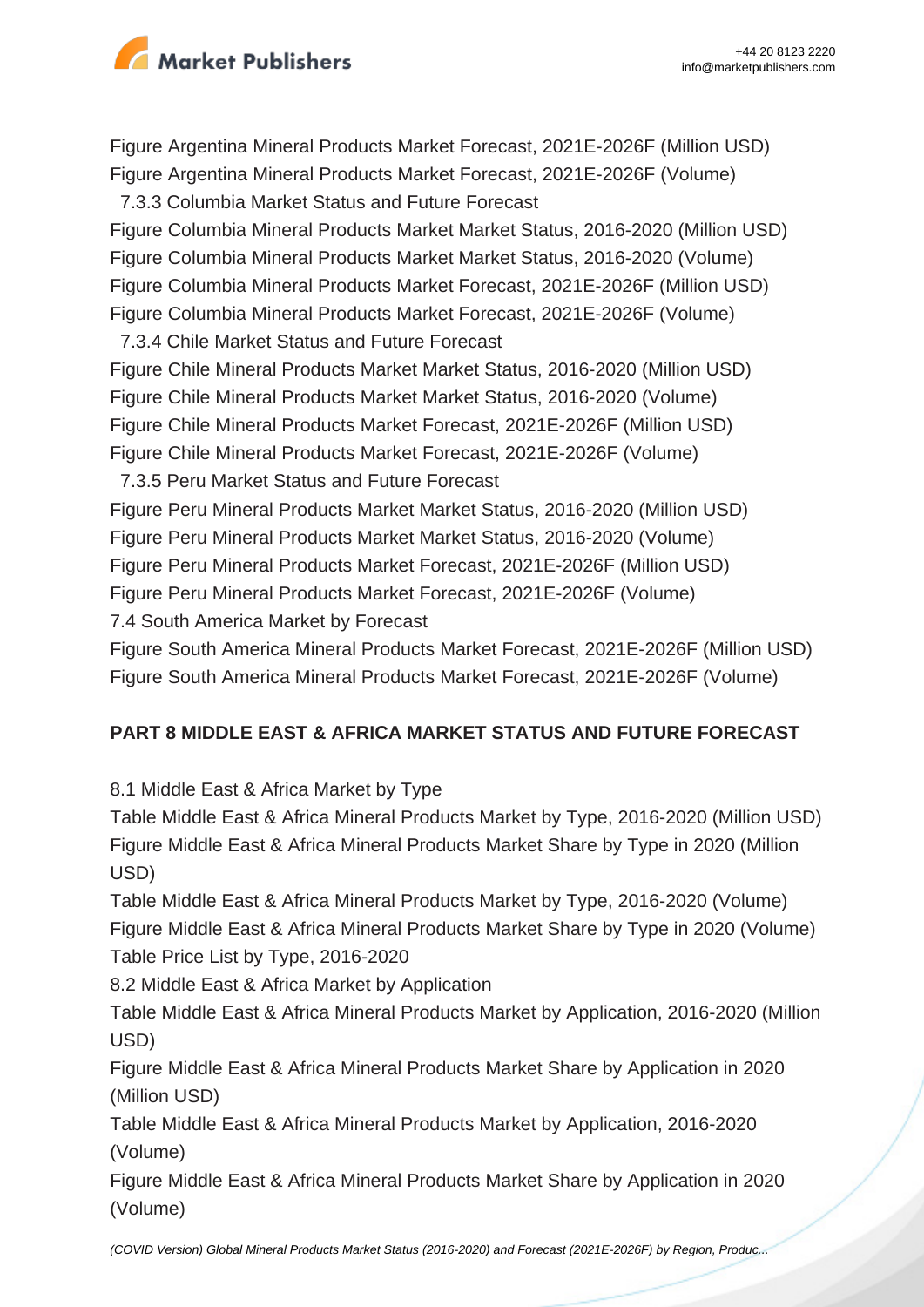Figure Argentina Mineral Products Market Forecast, 2021E-2026F (Million USD)
Figure Argentina Mineral Products Market Forecast, 2021E-2026F (Volume)
  7.3.3 Columbia Market Status and Future Forecast
Figure Columbia Mineral Products Market Market Status, 2016-2020 (Million USD)
Figure Columbia Mineral Products Market Market Status, 2016-2020 (Volume)
Figure Columbia Mineral Products Market Forecast, 2021E-2026F (Million USD)
Figure Columbia Mineral Products Market Forecast, 2021E-2026F (Volume)
  7.3.4 Chile Market Status and Future Forecast
Figure Chile Mineral Products Market Market Status, 2016-2020 (Million USD)
Figure Chile Mineral Products Market Market Status, 2016-2020 (Volume)
Figure Chile Mineral Products Market Forecast, 2021E-2026F (Million USD)
Figure Chile Mineral Products Market Forecast, 2021E-2026F (Volume)
  7.3.5 Peru Market Status and Future Forecast
Figure Peru Mineral Products Market Market Status, 2016-2020 (Million USD)
Figure Peru Mineral Products Market Market Status, 2016-2020 (Volume)
Figure Peru Mineral Products Market Forecast, 2021E-2026F (Million USD)
Figure Peru Mineral Products Market Forecast, 2021E-2026F (Volume)
7.4 South America Market by Forecast
Figure South America Mineral Products Market Forecast, 2021E-2026F (Million USD)
Figure South America Mineral Products Market Forecast, 2021E-2026F (Volume)

**PART 8 MIDDLE EAST & AFRICA MARKET STATUS AND FUTURE FORECAST**

8.1 Middle East & Africa Market by Type
Table Middle East & Africa Mineral Products Market by Type, 2016-2020 (Million USD)
Figure Middle East & Africa Mineral Products Market Share by Type in 2020 (Million USD)
Table Middle East & Africa Mineral Products Market by Type, 2016-2020 (Volume)
Figure Middle East & Africa Mineral Products Market Share by Type in 2020 (Volume)
Table Price List by Type, 2016-2020
8.2 Middle East & Africa Market by Application
Table Middle East & Africa Mineral Products Market by Application, 2016-2020 (Million USD)
Figure Middle East & Africa Mineral Products Market Share by Application in 2020 (Million USD)
Table Middle East & Africa Mineral Products Market by Application, 2016-2020 (Volume)
Figure Middle East & Africa Mineral Products Market Share by Application in 2020 (Volume)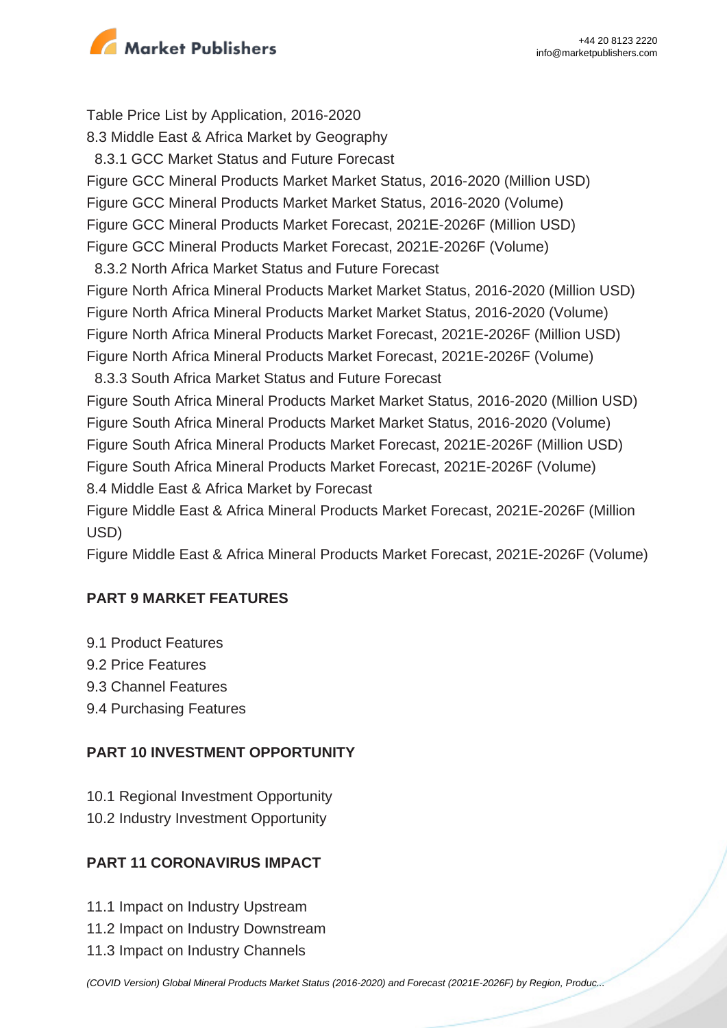Table Price List by Application, 2016-2020

8.3 Middle East & Africa Market by Geography

8.3.1 GCC Market Status and Future Forecast

Figure GCC Mineral Products Market Market Status, 2016-2020 (Million USD)

Figure GCC Mineral Products Market Market Status, 2016-2020 (Volume)

Figure GCC Mineral Products Market Forecast, 2021E-2026F (Million USD)

Figure GCC Mineral Products Market Forecast, 2021E-2026F (Volume)

8.3.2 North Africa Market Status and Future Forecast

Figure North Africa Mineral Products Market Market Status, 2016-2020 (Million USD)

Figure North Africa Mineral Products Market Market Status, 2016-2020 (Volume)

Figure North Africa Mineral Products Market Forecast, 2021E-2026F (Million USD)

Figure North Africa Mineral Products Market Forecast, 2021E-2026F (Volume)

8.3.3 South Africa Market Status and Future Forecast

Figure South Africa Mineral Products Market Market Status, 2016-2020 (Million USD)

Figure South Africa Mineral Products Market Market Status, 2016-2020 (Volume)

Figure South Africa Mineral Products Market Forecast, 2021E-2026F (Million USD)

Figure South Africa Mineral Products Market Forecast, 2021E-2026F (Volume)

8.4 Middle East & Africa Market by Forecast

Figure Middle East & Africa Mineral Products Market Forecast, 2021E-2026F (Million USD)

Figure Middle East & Africa Mineral Products Market Forecast, 2021E-2026F (Volume)

## PART 9 MARKET FEATURES

9.1 Product Features

9.2 Price Features

9.3 Channel Features

9.4 Purchasing Features

## PART 10 INVESTMENT OPPORTUNITY

10.1 Regional Investment Opportunity

10.2 Industry Investment Opportunity

## PART 11 CORONAVIRUS IMPACT

11.1 Impact on Industry Upstream

11.2 Impact on Industry Downstream

11.3 Impact on Industry Channels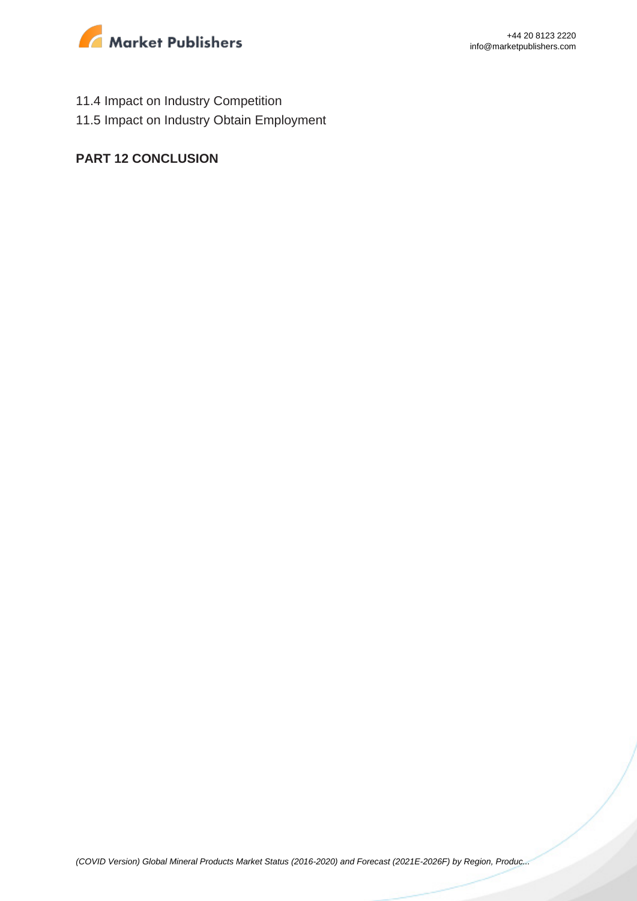11.4 Impact on Industry Competition
11.5 Impact on Industry Obtain Employment

## PART 12 CONCLUSION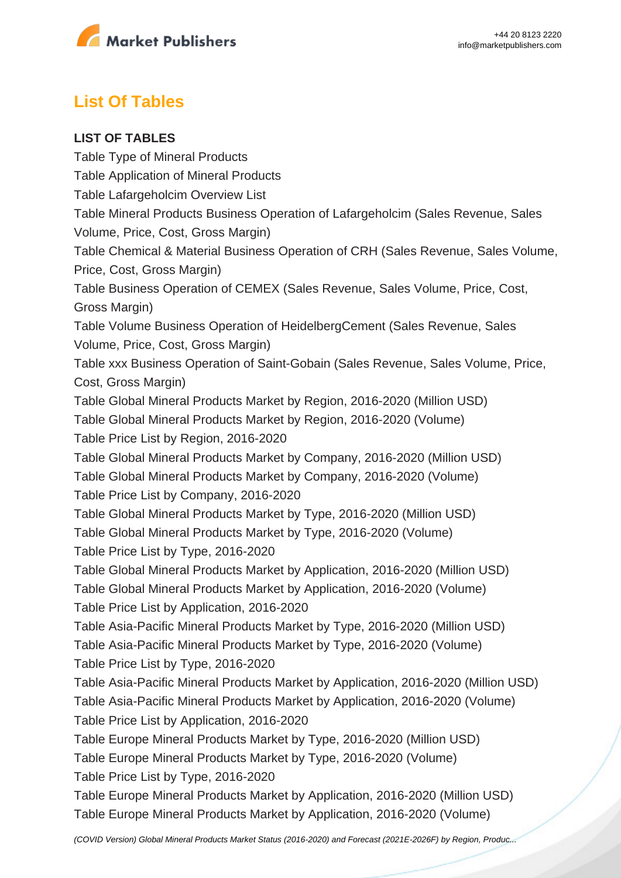## List Of Tables

**LIST OF TABLES**

Table Type of Mineral Products
Table Application of Mineral Products
Table Lafargeholcim Overview List
Table Mineral Products Business Operation of Lafargeholcim (Sales Revenue, Sales Volume, Price, Cost, Gross Margin)
Table Chemical & Material Business Operation of CRH (Sales Revenue, Sales Volume, Price, Cost, Gross Margin)
Table Business Operation of CEMEX (Sales Revenue, Sales Volume, Price, Cost, Gross Margin)
Table Volume Business Operation of HeidelbergCement (Sales Revenue, Sales Volume, Price, Cost, Gross Margin)
Table xxx Business Operation of Saint-Gobain (Sales Revenue, Sales Volume, Price, Cost, Gross Margin)
Table Global Mineral Products Market by Region, 2016-2020 (Million USD)
Table Global Mineral Products Market by Region, 2016-2020 (Volume)
Table Price List by Region, 2016-2020
Table Global Mineral Products Market by Company, 2016-2020 (Million USD)
Table Global Mineral Products Market by Company, 2016-2020 (Volume)
Table Price List by Company, 2016-2020
Table Global Mineral Products Market by Type, 2016-2020 (Million USD)
Table Global Mineral Products Market by Type, 2016-2020 (Volume)
Table Price List by Type, 2016-2020
Table Global Mineral Products Market by Application, 2016-2020 (Million USD)
Table Global Mineral Products Market by Application, 2016-2020 (Volume)
Table Price List by Application, 2016-2020
Table Asia-Pacific Mineral Products Market by Type, 2016-2020 (Million USD)
Table Asia-Pacific Mineral Products Market by Type, 2016-2020 (Volume)
Table Price List by Type, 2016-2020
Table Asia-Pacific Mineral Products Market by Application, 2016-2020 (Million USD)
Table Asia-Pacific Mineral Products Market by Application, 2016-2020 (Volume)
Table Price List by Application, 2016-2020
Table Europe Mineral Products Market by Type, 2016-2020 (Million USD)
Table Europe Mineral Products Market by Type, 2016-2020 (Volume)
Table Price List by Type, 2016-2020
Table Europe Mineral Products Market by Application, 2016-2020 (Million USD)
Table Europe Mineral Products Market by Application, 2016-2020 (Volume)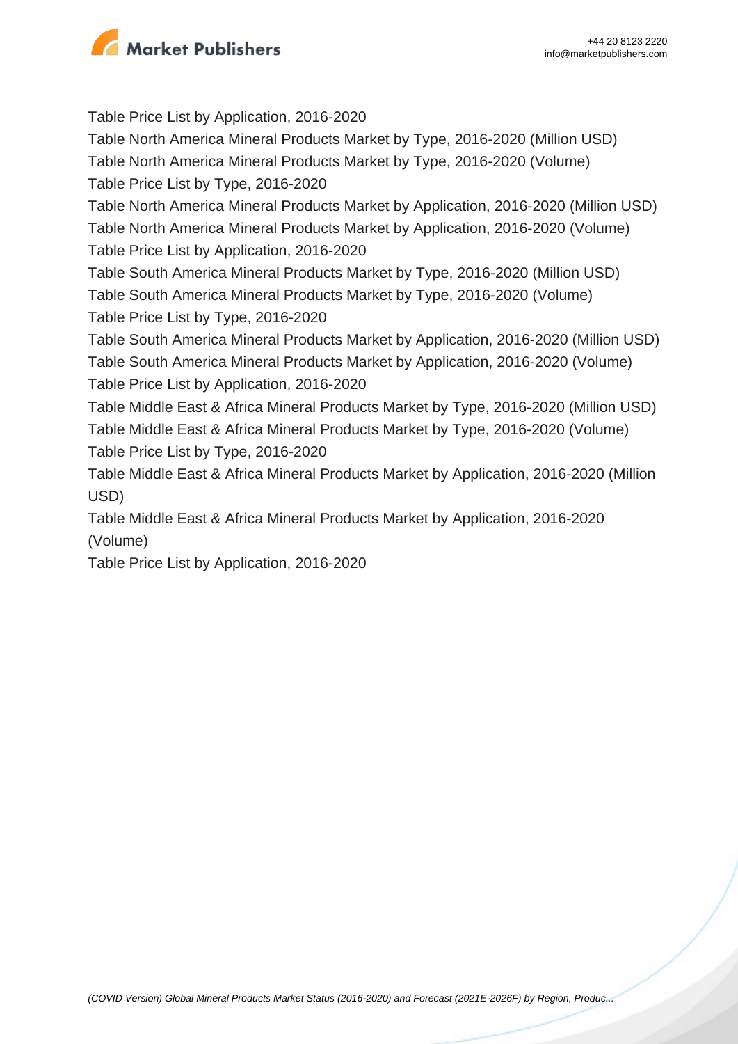Table Price List by Application, 2016-2020
Table North America Mineral Products Market by Type, 2016-2020 (Million USD)
Table North America Mineral Products Market by Type, 2016-2020 (Volume)
Table Price List by Type, 2016-2020
Table North America Mineral Products Market by Application, 2016-2020 (Million USD)
Table North America Mineral Products Market by Application, 2016-2020 (Volume)
Table Price List by Application, 2016-2020
Table South America Mineral Products Market by Type, 2016-2020 (Million USD)
Table South America Mineral Products Market by Type, 2016-2020 (Volume)
Table Price List by Type, 2016-2020
Table South America Mineral Products Market by Application, 2016-2020 (Million USD)
Table South America Mineral Products Market by Application, 2016-2020 (Volume)
Table Price List by Application, 2016-2020
Table Middle East & Africa Mineral Products Market by Type, 2016-2020 (Million USD)
Table Middle East & Africa Mineral Products Market by Type, 2016-2020 (Volume)
Table Price List by Type, 2016-2020
Table Middle East & Africa Mineral Products Market by Application, 2016-2020 (Million USD)
Table Middle East & Africa Mineral Products Market by Application, 2016-2020 (Volume)
Table Price List by Application, 2016-2020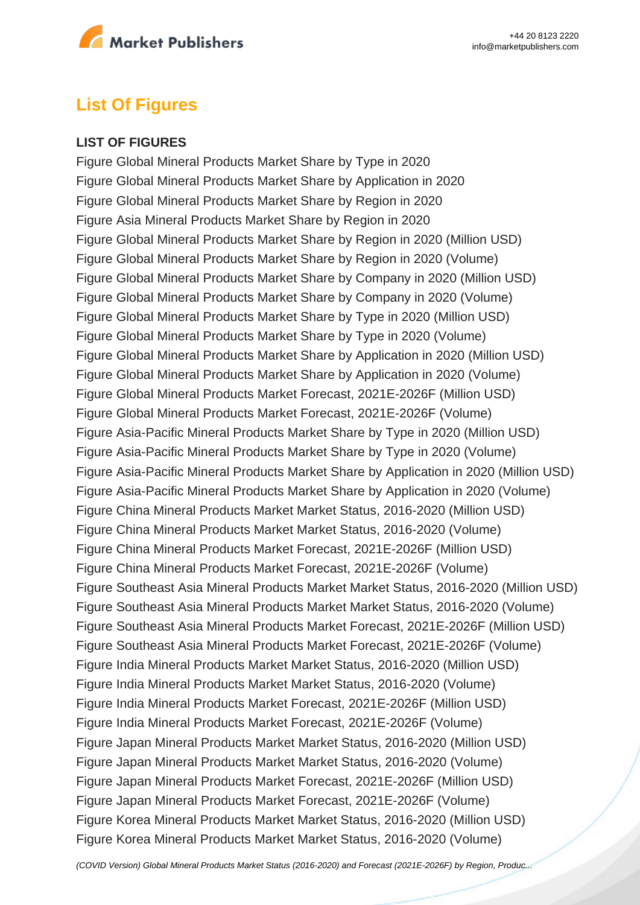## List Of Figures

**LIST OF FIGURES**

Figure Global Mineral Products Market Share by Type in 2020
Figure Global Mineral Products Market Share by Application in 2020
Figure Global Mineral Products Market Share by Region in 2020
Figure Asia Mineral Products Market Share by Region in 2020
Figure Global Mineral Products Market Share by Region in 2020 (Million USD)
Figure Global Mineral Products Market Share by Region in 2020 (Volume)
Figure Global Mineral Products Market Share by Company in 2020 (Million USD)
Figure Global Mineral Products Market Share by Company in 2020 (Volume)
Figure Global Mineral Products Market Share by Type in 2020 (Million USD)
Figure Global Mineral Products Market Share by Type in 2020 (Volume)
Figure Global Mineral Products Market Share by Application in 2020 (Million USD)
Figure Global Mineral Products Market Share by Application in 2020 (Volume)
Figure Global Mineral Products Market Forecast, 2021E-2026F (Million USD)
Figure Global Mineral Products Market Forecast, 2021E-2026F (Volume)
Figure Asia-Pacific Mineral Products Market Share by Type in 2020 (Million USD)
Figure Asia-Pacific Mineral Products Market Share by Type in 2020 (Volume)
Figure Asia-Pacific Mineral Products Market Share by Application in 2020 (Million USD)
Figure Asia-Pacific Mineral Products Market Share by Application in 2020 (Volume)
Figure China Mineral Products Market Market Status, 2016-2020 (Million USD)
Figure China Mineral Products Market Market Status, 2016-2020 (Volume)
Figure China Mineral Products Market Forecast, 2021E-2026F (Million USD)
Figure China Mineral Products Market Forecast, 2021E-2026F (Volume)
Figure Southeast Asia Mineral Products Market Market Status, 2016-2020 (Million USD)
Figure Southeast Asia Mineral Products Market Market Status, 2016-2020 (Volume)
Figure Southeast Asia Mineral Products Market Forecast, 2021E-2026F (Million USD)
Figure Southeast Asia Mineral Products Market Forecast, 2021E-2026F (Volume)
Figure India Mineral Products Market Market Status, 2016-2020 (Million USD)
Figure India Mineral Products Market Market Status, 2016-2020 (Volume)
Figure India Mineral Products Market Forecast, 2021E-2026F (Million USD)
Figure India Mineral Products Market Forecast, 2021E-2026F (Volume)
Figure Japan Mineral Products Market Market Status, 2016-2020 (Million USD)
Figure Japan Mineral Products Market Market Status, 2016-2020 (Volume)
Figure Japan Mineral Products Market Forecast, 2021E-2026F (Million USD)
Figure Japan Mineral Products Market Forecast, 2021E-2026F (Volume)
Figure Korea Mineral Products Market Market Status, 2016-2020 (Million USD)
Figure Korea Mineral Products Market Market Status, 2016-2020 (Volume)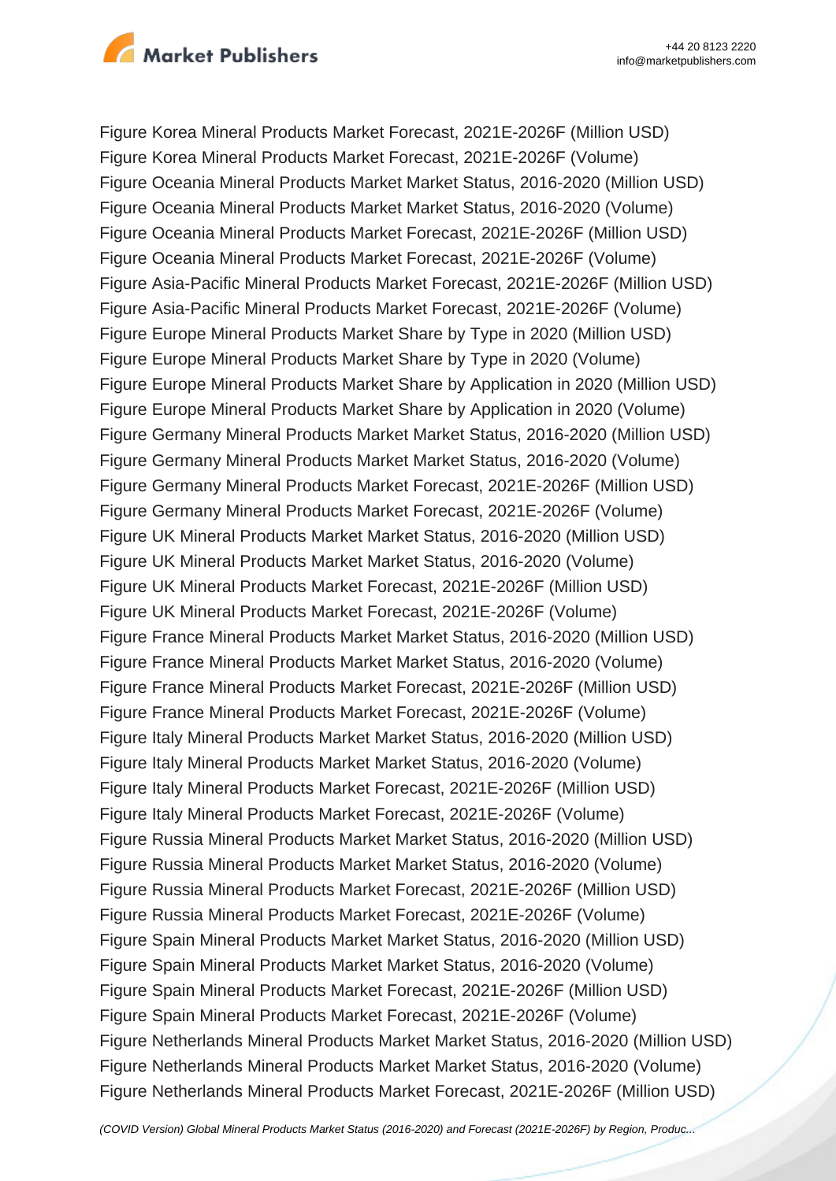Figure Korea Mineral Products Market Forecast, 2021E-2026F (Million USD)
Figure Korea Mineral Products Market Forecast, 2021E-2026F (Volume)
Figure Oceania Mineral Products Market Market Status, 2016-2020 (Million USD)
Figure Oceania Mineral Products Market Market Status, 2016-2020 (Volume)
Figure Oceania Mineral Products Market Forecast, 2021E-2026F (Million USD)
Figure Oceania Mineral Products Market Forecast, 2021E-2026F (Volume)
Figure Asia-Pacific Mineral Products Market Forecast, 2021E-2026F (Million USD)
Figure Asia-Pacific Mineral Products Market Forecast, 2021E-2026F (Volume)
Figure Europe Mineral Products Market Share by Type in 2020 (Million USD)
Figure Europe Mineral Products Market Share by Type in 2020 (Volume)
Figure Europe Mineral Products Market Share by Application in 2020 (Million USD)
Figure Europe Mineral Products Market Share by Application in 2020 (Volume)
Figure Germany Mineral Products Market Market Status, 2016-2020 (Million USD)
Figure Germany Mineral Products Market Market Status, 2016-2020 (Volume)
Figure Germany Mineral Products Market Forecast, 2021E-2026F (Million USD)
Figure Germany Mineral Products Market Forecast, 2021E-2026F (Volume)
Figure UK Mineral Products Market Market Status, 2016-2020 (Million USD)
Figure UK Mineral Products Market Market Status, 2016-2020 (Volume)
Figure UK Mineral Products Market Forecast, 2021E-2026F (Million USD)
Figure UK Mineral Products Market Forecast, 2021E-2026F (Volume)
Figure France Mineral Products Market Market Status, 2016-2020 (Million USD)
Figure France Mineral Products Market Market Status, 2016-2020 (Volume)
Figure France Mineral Products Market Forecast, 2021E-2026F (Million USD)
Figure France Mineral Products Market Forecast, 2021E-2026F (Volume)
Figure Italy Mineral Products Market Market Status, 2016-2020 (Million USD)
Figure Italy Mineral Products Market Market Status, 2016-2020 (Volume)
Figure Italy Mineral Products Market Forecast, 2021E-2026F (Million USD)
Figure Italy Mineral Products Market Forecast, 2021E-2026F (Volume)
Figure Russia Mineral Products Market Market Status, 2016-2020 (Million USD)
Figure Russia Mineral Products Market Market Status, 2016-2020 (Volume)
Figure Russia Mineral Products Market Forecast, 2021E-2026F (Million USD)
Figure Russia Mineral Products Market Forecast, 2021E-2026F (Volume)
Figure Spain Mineral Products Market Market Status, 2016-2020 (Million USD)
Figure Spain Mineral Products Market Market Status, 2016-2020 (Volume)
Figure Spain Mineral Products Market Forecast, 2021E-2026F (Million USD)
Figure Spain Mineral Products Market Forecast, 2021E-2026F (Volume)
Figure Netherlands Mineral Products Market Market Status, 2016-2020 (Million USD)
Figure Netherlands Mineral Products Market Market Status, 2016-2020 (Volume)
Figure Netherlands Mineral Products Market Forecast, 2021E-2026F (Million USD)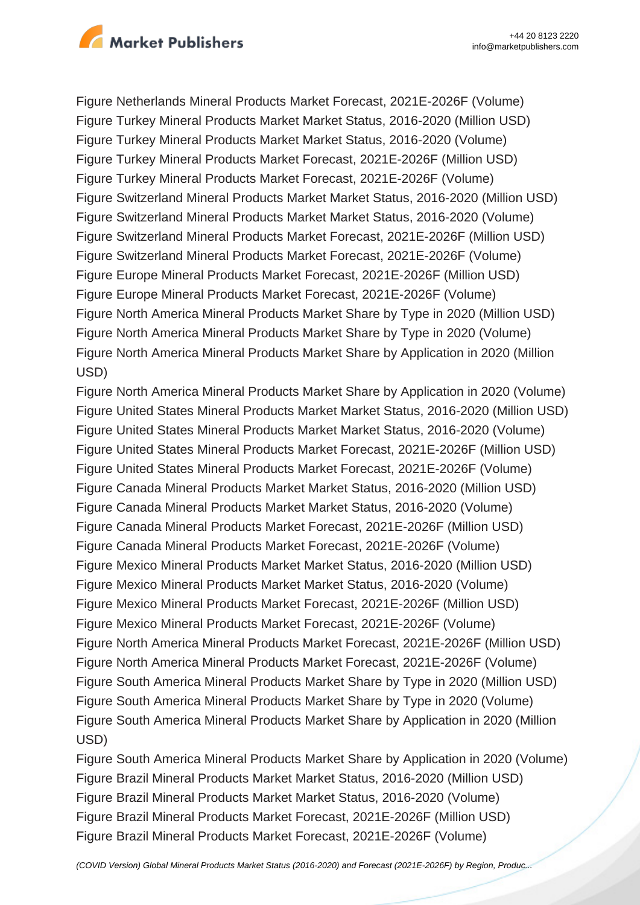Figure Netherlands Mineral Products Market Forecast, 2021E-2026F (Volume)
Figure Turkey Mineral Products Market Market Status, 2016-2020 (Million USD)
Figure Turkey Mineral Products Market Market Status, 2016-2020 (Volume)
Figure Turkey Mineral Products Market Forecast, 2021E-2026F (Million USD)
Figure Turkey Mineral Products Market Forecast, 2021E-2026F (Volume)
Figure Switzerland Mineral Products Market Market Status, 2016-2020 (Million USD)
Figure Switzerland Mineral Products Market Market Status, 2016-2020 (Volume)
Figure Switzerland Mineral Products Market Forecast, 2021E-2026F (Million USD)
Figure Switzerland Mineral Products Market Forecast, 2021E-2026F (Volume)
Figure Europe Mineral Products Market Forecast, 2021E-2026F (Million USD)
Figure Europe Mineral Products Market Forecast, 2021E-2026F (Volume)
Figure North America Mineral Products Market Share by Type in 2020 (Million USD)
Figure North America Mineral Products Market Share by Type in 2020 (Volume)
Figure North America Mineral Products Market Share by Application in 2020 (Million USD)
Figure North America Mineral Products Market Share by Application in 2020 (Volume)
Figure United States Mineral Products Market Market Status, 2016-2020 (Million USD)
Figure United States Mineral Products Market Market Status, 2016-2020 (Volume)
Figure United States Mineral Products Market Forecast, 2021E-2026F (Million USD)
Figure United States Mineral Products Market Forecast, 2021E-2026F (Volume)
Figure Canada Mineral Products Market Market Status, 2016-2020 (Million USD)
Figure Canada Mineral Products Market Market Status, 2016-2020 (Volume)
Figure Canada Mineral Products Market Forecast, 2021E-2026F (Million USD)
Figure Canada Mineral Products Market Forecast, 2021E-2026F (Volume)
Figure Mexico Mineral Products Market Market Status, 2016-2020 (Million USD)
Figure Mexico Mineral Products Market Market Status, 2016-2020 (Volume)
Figure Mexico Mineral Products Market Forecast, 2021E-2026F (Million USD)
Figure Mexico Mineral Products Market Forecast, 2021E-2026F (Volume)
Figure North America Mineral Products Market Forecast, 2021E-2026F (Million USD)
Figure North America Mineral Products Market Forecast, 2021E-2026F (Volume)
Figure South America Mineral Products Market Share by Type in 2020 (Million USD)
Figure South America Mineral Products Market Share by Type in 2020 (Volume)
Figure South America Mineral Products Market Share by Application in 2020 (Million USD)
Figure South America Mineral Products Market Share by Application in 2020 (Volume)
Figure Brazil Mineral Products Market Market Status, 2016-2020 (Million USD)
Figure Brazil Mineral Products Market Market Status, 2016-2020 (Volume)
Figure Brazil Mineral Products Market Forecast, 2021E-2026F (Million USD)
Figure Brazil Mineral Products Market Forecast, 2021E-2026F (Volume)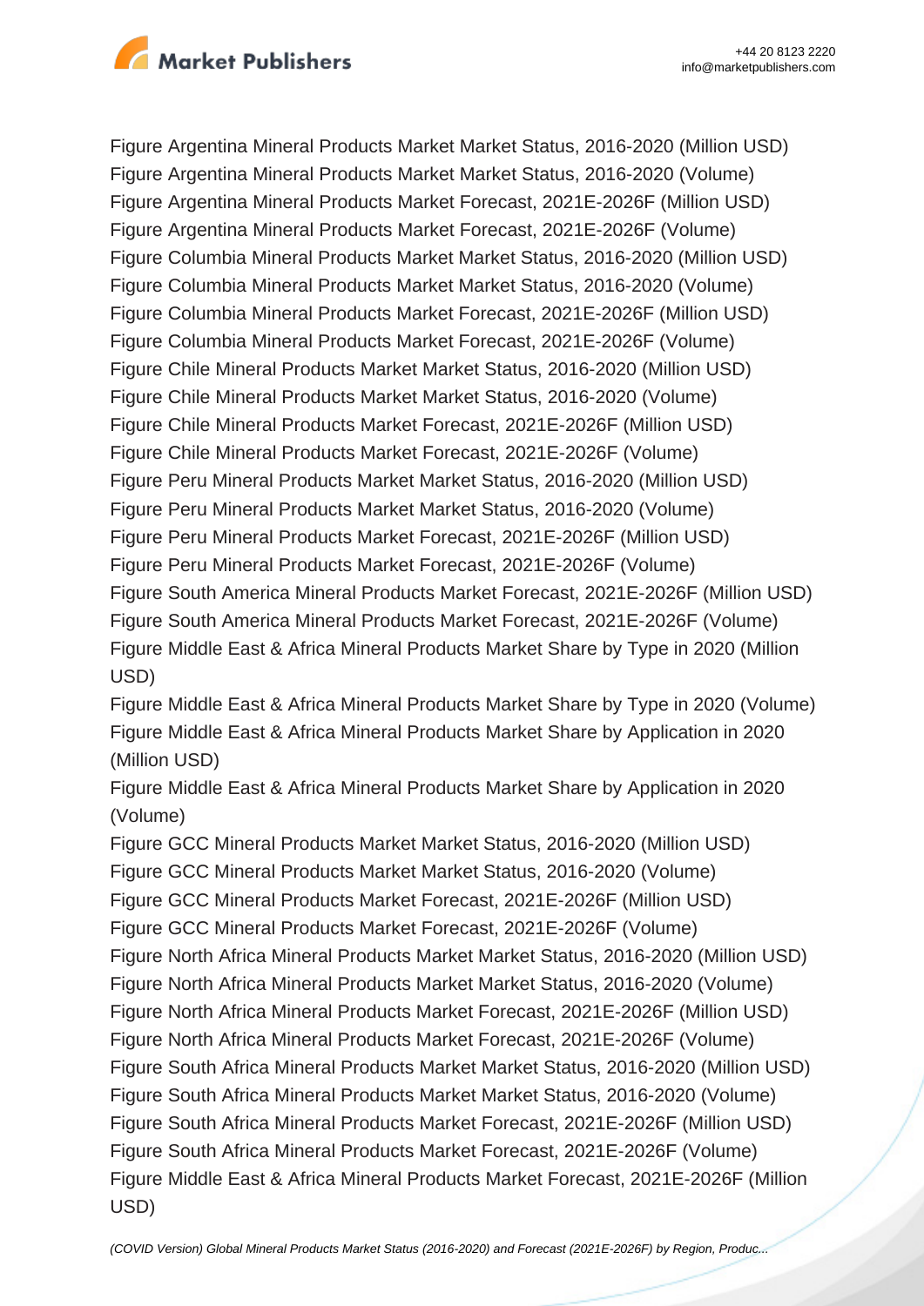Figure Argentina Mineral Products Market Market Status, 2016-2020 (Million USD)
Figure Argentina Mineral Products Market Market Status, 2016-2020 (Volume)
Figure Argentina Mineral Products Market Forecast, 2021E-2026F (Million USD)
Figure Argentina Mineral Products Market Forecast, 2021E-2026F (Volume)
Figure Columbia Mineral Products Market Market Status, 2016-2020 (Million USD)
Figure Columbia Mineral Products Market Market Status, 2016-2020 (Volume)
Figure Columbia Mineral Products Market Forecast, 2021E-2026F (Million USD)
Figure Columbia Mineral Products Market Forecast, 2021E-2026F (Volume)
Figure Chile Mineral Products Market Market Status, 2016-2020 (Million USD)
Figure Chile Mineral Products Market Market Status, 2016-2020 (Volume)
Figure Chile Mineral Products Market Forecast, 2021E-2026F (Million USD)
Figure Chile Mineral Products Market Forecast, 2021E-2026F (Volume)
Figure Peru Mineral Products Market Market Status, 2016-2020 (Million USD)
Figure Peru Mineral Products Market Market Status, 2016-2020 (Volume)
Figure Peru Mineral Products Market Forecast, 2021E-2026F (Million USD)
Figure Peru Mineral Products Market Forecast, 2021E-2026F (Volume)
Figure South America Mineral Products Market Forecast, 2021E-2026F (Million USD)
Figure South America Mineral Products Market Forecast, 2021E-2026F (Volume)
Figure Middle East & Africa Mineral Products Market Share by Type in 2020 (Million USD)
Figure Middle East & Africa Mineral Products Market Share by Type in 2020 (Volume)
Figure Middle East & Africa Mineral Products Market Share by Application in 2020 (Million USD)
Figure Middle East & Africa Mineral Products Market Share by Application in 2020 (Volume)
Figure GCC Mineral Products Market Market Status, 2016-2020 (Million USD)
Figure GCC Mineral Products Market Market Status, 2016-2020 (Volume)
Figure GCC Mineral Products Market Forecast, 2021E-2026F (Million USD)
Figure GCC Mineral Products Market Forecast, 2021E-2026F (Volume)
Figure North Africa Mineral Products Market Market Status, 2016-2020 (Million USD)
Figure North Africa Mineral Products Market Market Status, 2016-2020 (Volume)
Figure North Africa Mineral Products Market Forecast, 2021E-2026F (Million USD)
Figure North Africa Mineral Products Market Forecast, 2021E-2026F (Volume)
Figure South Africa Mineral Products Market Market Status, 2016-2020 (Million USD)
Figure South Africa Mineral Products Market Market Status, 2016-2020 (Volume)
Figure South Africa Mineral Products Market Forecast, 2021E-2026F (Million USD)
Figure South Africa Mineral Products Market Forecast, 2021E-2026F (Volume)
Figure Middle East & Africa Mineral Products Market Forecast, 2021E-2026F (Million USD)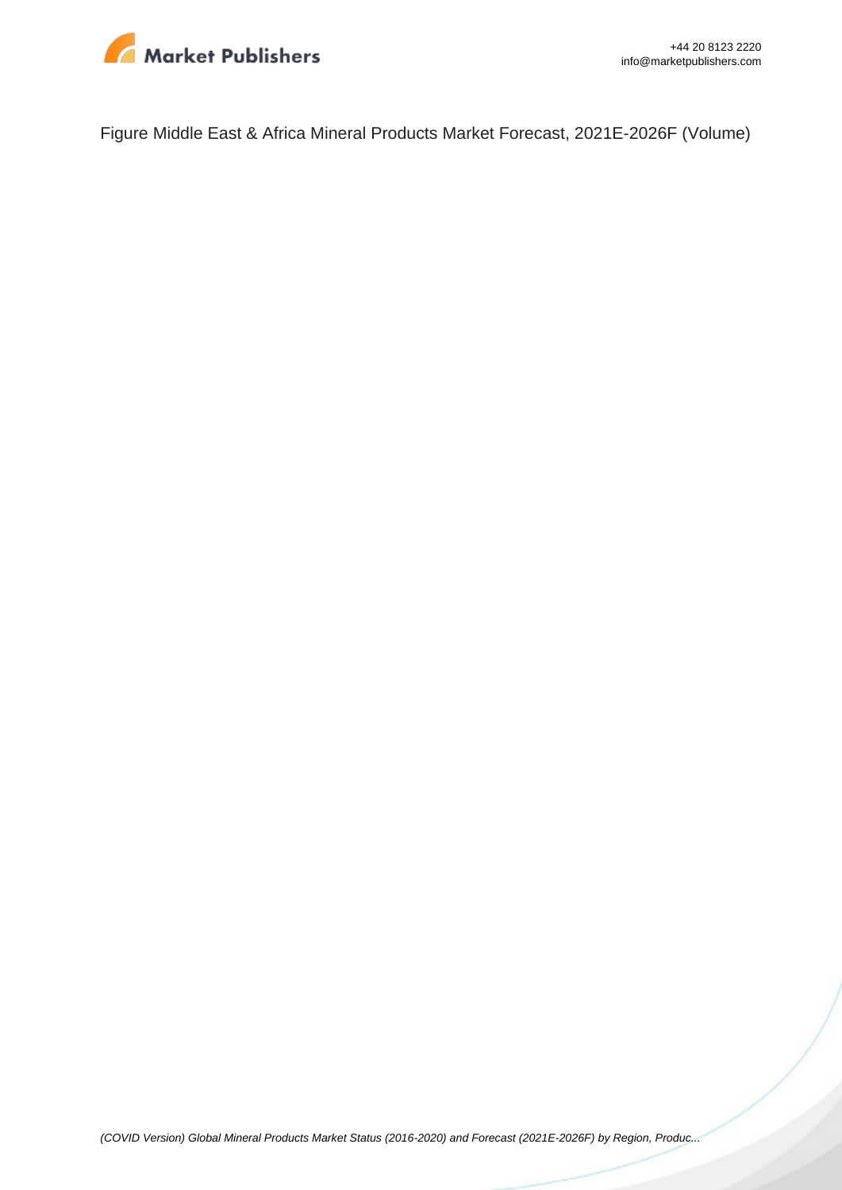Figure Middle East & Africa Mineral Products Market Forecast, 2021E-2026F (Volume)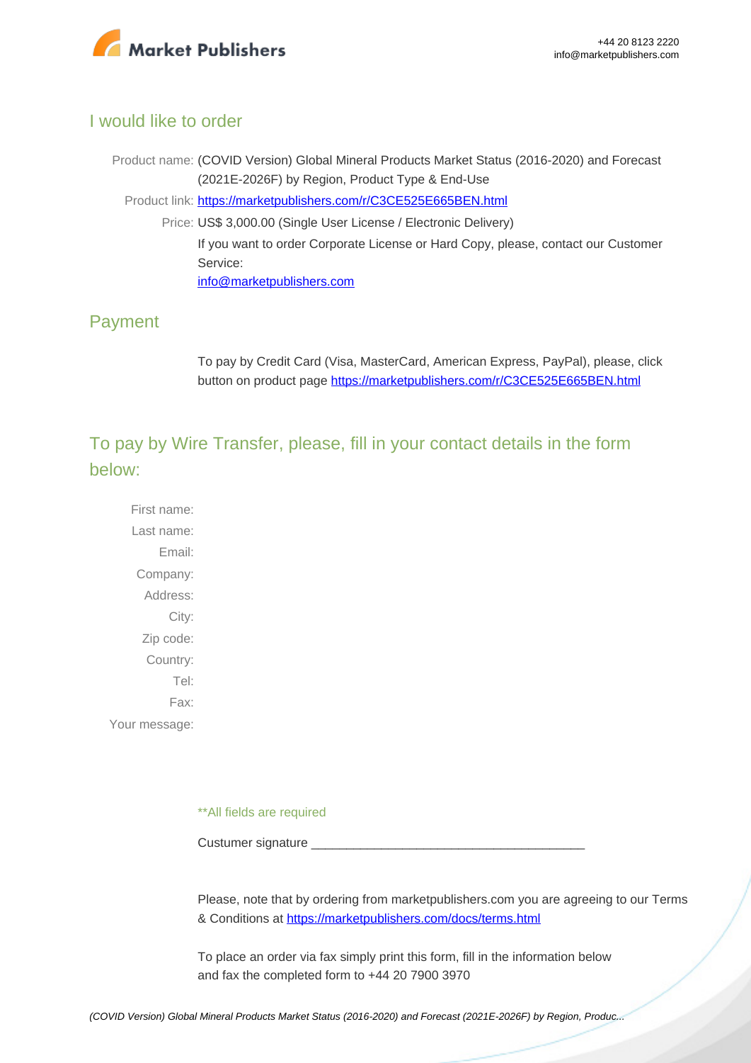## I would like to order

Product name: (COVID Version) Global Mineral Products Market Status (2016-2020) and Forecast (2021E-2026F) by Region, Product Type & End-Use

Product link: https://marketpublishers.com/r/C3CE525E665BEN.html

Price: US$ 3,000.00 (Single User License / Electronic Delivery)

If you want to order Corporate License or Hard Copy, please, contact our Customer Service:

info@marketpublishers.com

## Payment

To pay by Credit Card (Visa, MasterCard, American Express, PayPal), please, click button on product page https://marketpublishers.com/r/C3CE525E665BEN.html

## To pay by Wire Transfer, please, fill in your contact details in the form below:

First name:

Last name:

Email:

Company:

Address:

City:

Zip code:

Country:

Tel:

Fax:

Your message:

**All fields are required

Custumer signature _______________________________________

Please, note that by ordering from marketpublishers.com you are agreeing to our Terms & Conditions at https://marketpublishers.com/docs/terms.html

To place an order via fax simply print this form, fill in the information below and fax the completed form to +44 20 7900 3970